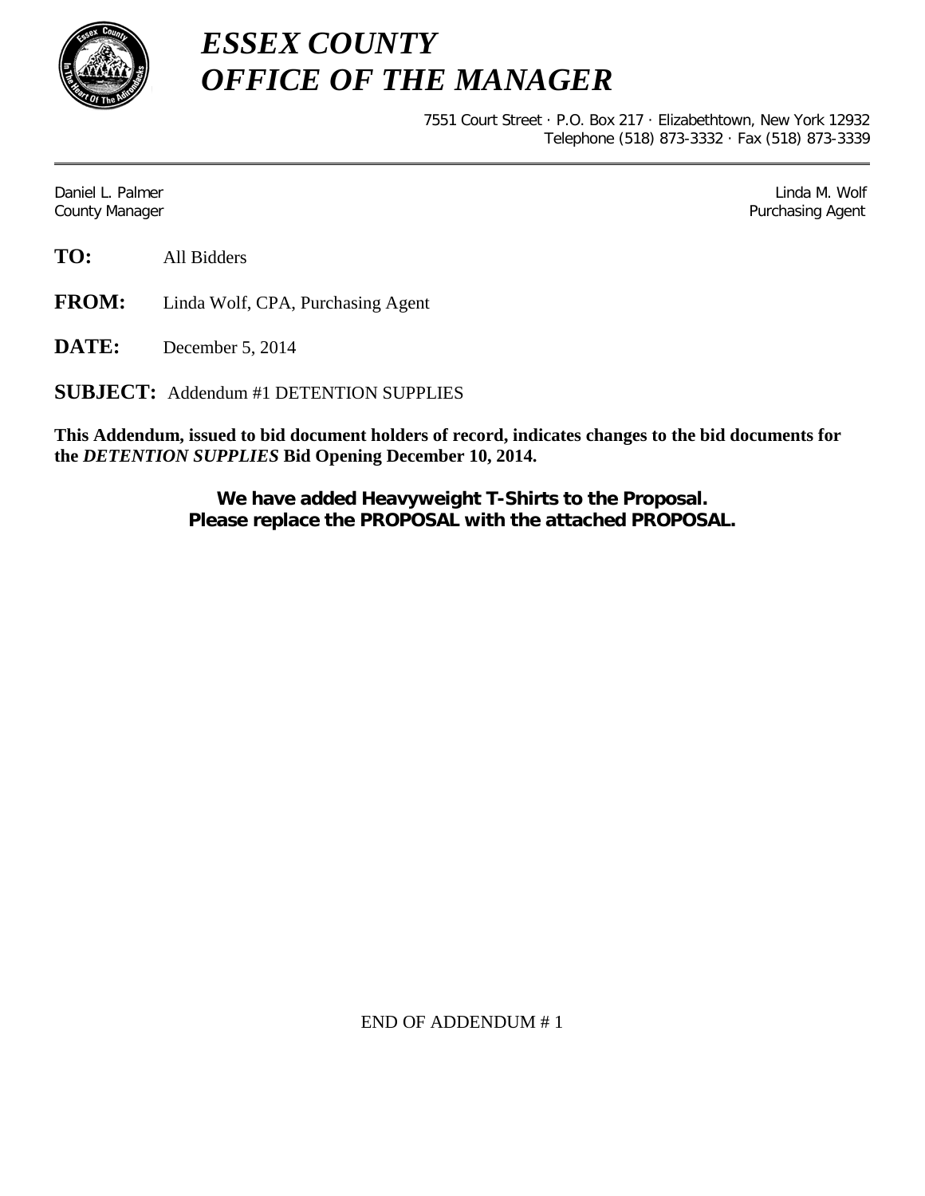# *ESSEX COUNTY*
# *OFFICE OF THE MANAGER*

7551 Court Street · P.O. Box 217 · Elizabethtown, New York 12932
Telephone (518) 873-3332 · Fax (518) 873-3339

---

Daniel L. Palmer
County Manager

Linda M. Wolf
Purchasing Agent

**TO:** All Bidders

**FROM:** Linda Wolf, CPA, Purchasing Agent

**DATE:** December 5, 2014

**SUBJECT:** Addendum #1 DETENTION SUPPLIES

**This Addendum, issued to bid document holders of record, indicates changes to the bid documents for the *DETENTION SUPPLIES* Bid Opening December 10, 2014.**

**We have added Heavyweight T-Shirts to the Proposal.**
**Please replace the PROPOSAL with the attached PROPOSAL.**

END OF ADDENDUM # 1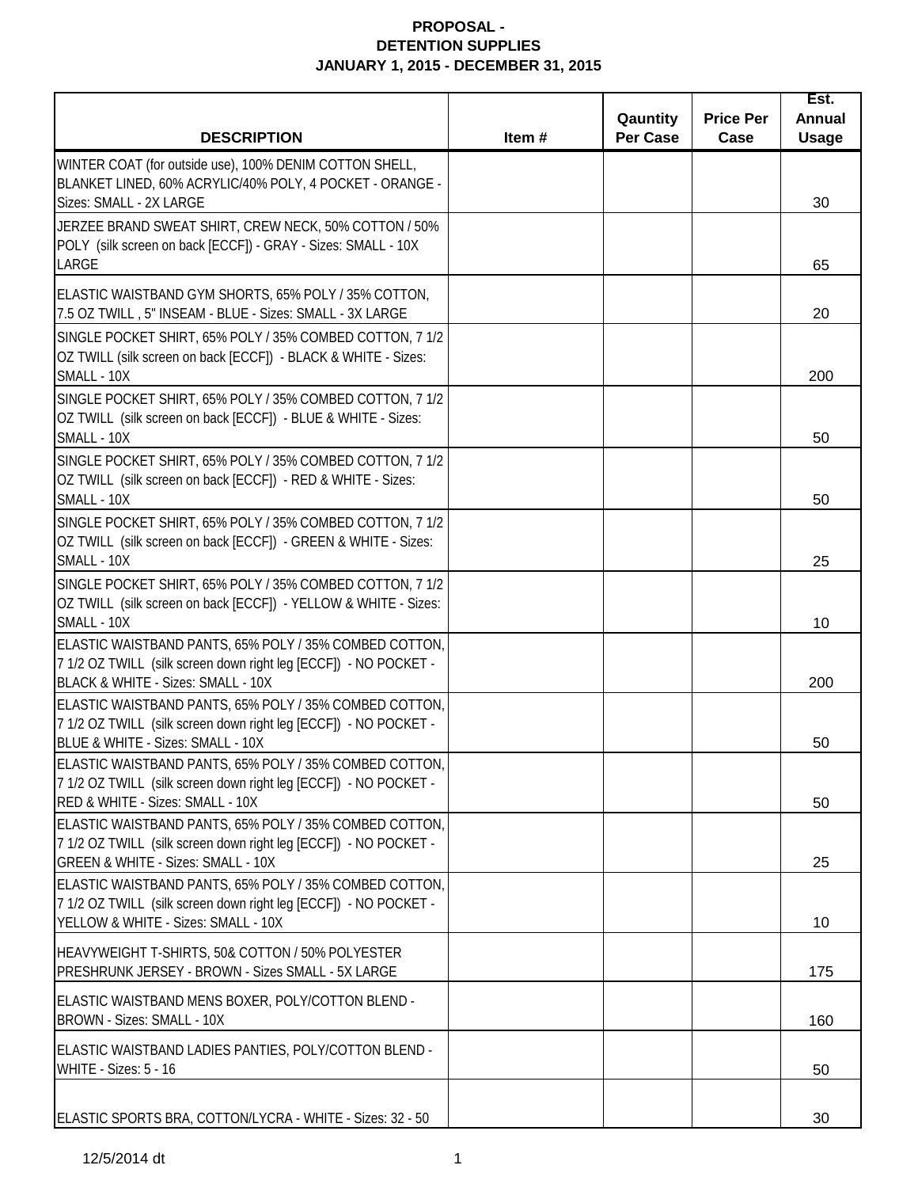**PROPOSAL -**
**DETENTION SUPPLIES**
**JANUARY 1, 2015 - DECEMBER 31, 2015**

| DESCRIPTION | Item # | Qauntity Per Case | Price Per Case | Est. Annual Usage |
|---|---|---|---|---|
| WINTER COAT (for outside use), 100% DENIM COTTON SHELL, BLANKET LINED, 60% ACRYLIC/40% POLY, 4 POCKET - ORANGE - Sizes: SMALL - 2X LARGE | | | | 30 |
| JERZEE BRAND SWEAT SHIRT, CREW NECK, 50% COTTON / 50% POLY (silk screen on back [ECCF]) - GRAY - Sizes: SMALL - 10X LARGE | | | | 65 |
| ELASTIC WAISTBAND GYM SHORTS, 65% POLY / 35% COTTON, 7.5 OZ TWILL , 5" INSEAM - BLUE - Sizes: SMALL - 3X LARGE | | | | 20 |
| SINGLE POCKET SHIRT, 65% POLY / 35% COMBED COTTON, 7 1/2 OZ TWILL (silk screen on back [ECCF]) - BLACK & WHITE - Sizes: SMALL - 10X | | | | 200 |
| SINGLE POCKET SHIRT, 65% POLY / 35% COMBED COTTON, 7 1/2 OZ TWILL (silk screen on back [ECCF]) - BLUE & WHITE - Sizes: SMALL - 10X | | | | 50 |
| SINGLE POCKET SHIRT, 65% POLY / 35% COMBED COTTON, 7 1/2 OZ TWILL (silk screen on back [ECCF]) - RED & WHITE - Sizes: SMALL - 10X | | | | 50 |
| SINGLE POCKET SHIRT, 65% POLY / 35% COMBED COTTON, 7 1/2 OZ TWILL (silk screen on back [ECCF]) - GREEN & WHITE - Sizes: SMALL - 10X | | | | 25 |
| SINGLE POCKET SHIRT, 65% POLY / 35% COMBED COTTON, 7 1/2 OZ TWILL (silk screen on back [ECCF]) - YELLOW & WHITE - Sizes: SMALL - 10X | | | | 10 |
| ELASTIC WAISTBAND PANTS, 65% POLY / 35% COMBED COTTON, 7 1/2 OZ TWILL (silk screen down right leg [ECCF]) - NO POCKET - BLACK & WHITE - Sizes: SMALL - 10X | | | | 200 |
| ELASTIC WAISTBAND PANTS, 65% POLY / 35% COMBED COTTON, 7 1/2 OZ TWILL (silk screen down right leg [ECCF]) - NO POCKET - BLUE & WHITE - Sizes: SMALL - 10X | | | | 50 |
| ELASTIC WAISTBAND PANTS, 65% POLY / 35% COMBED COTTON, 7 1/2 OZ TWILL (silk screen down right leg [ECCF]) - NO POCKET - RED & WHITE - Sizes: SMALL - 10X | | | | 50 |
| ELASTIC WAISTBAND PANTS, 65% POLY / 35% COMBED COTTON, 7 1/2 OZ TWILL (silk screen down right leg [ECCF]) - NO POCKET - GREEN & WHITE - Sizes: SMALL - 10X | | | | 25 |
| ELASTIC WAISTBAND PANTS, 65% POLY / 35% COMBED COTTON, 7 1/2 OZ TWILL (silk screen down right leg [ECCF]) - NO POCKET - YELLOW & WHITE - Sizes: SMALL - 10X | | | | 10 |
| HEAVYWEIGHT T-SHIRTS, 50& COTTON / 50% POLYESTER PRESHRUNK JERSEY - BROWN - Sizes SMALL - 5X LARGE | | | | 175 |
| ELASTIC WAISTBAND MENS BOXER, POLY/COTTON BLEND - BROWN - Sizes: SMALL - 10X | | | | 160 |
| ELASTIC WAISTBAND LADIES PANTIES, POLY/COTTON BLEND - WHITE - Sizes: 5 - 16 | | | | 50 |
| ELASTIC SPORTS BRA, COTTON/LYCRA - WHITE - Sizes: 32 - 50 | | | | 30 |

12/5/2014 dt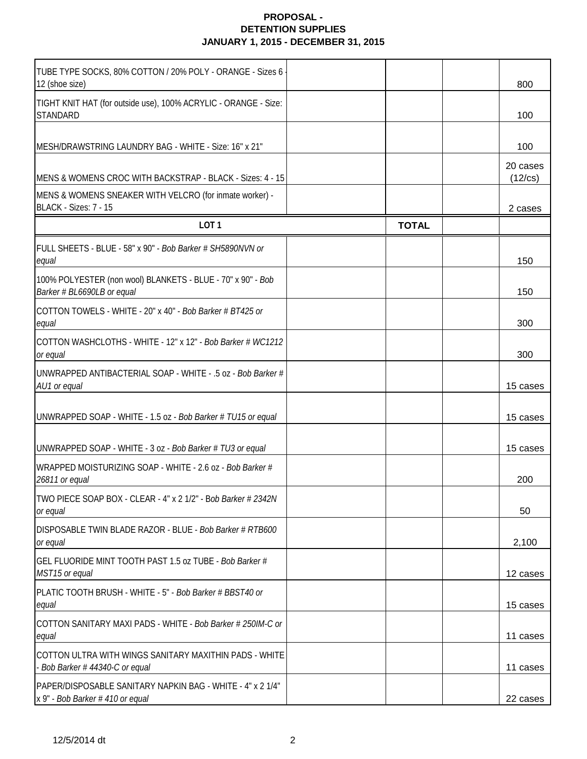**PROPOSAL -**
**DETENTION SUPPLIES**
**JANUARY 1, 2015 - DECEMBER 31, 2015**

| | | | | |
|---|---|---|---|---|
| TUBE TYPE SOCKS, 80% COTTON / 20% POLY - ORANGE - Sizes 6 - 12 (shoe size) | | | | 800 |
| TIGHT KNIT HAT (for outside use), 100% ACRYLIC - ORANGE - Size: STANDARD | | | | 100 |
| MESH/DRAWSTRING LAUNDRY BAG - WHITE - Size: 16" x 21" | | | | 100 |
| MENS & WOMENS CROC WITH BACKSTRAP - BLACK - Sizes: 4 - 15 | | | | 20 cases (12/cs) |
| MENS & WOMENS SNEAKER WITH VELCRO (for inmate worker) - BLACK - Sizes: 7 - 15 | | | | 2 cases |
| **LOT 1** | | **TOTAL** | | |
| FULL SHEETS - BLUE - 58" x 90" - *Bob Barker # SH5890NVN or equal* | | | | 150 |
| 100% POLYESTER (non wool) BLANKETS - BLUE - 70" x 90" - *Bob Barker # BL6690LB or equal* | | | | 150 |
| COTTON TOWELS - WHITE - 20" x 40" - *Bob Barker # BT425 or equal* | | | | 300 |
| COTTON WASHCLOTHS - WHITE - 12" x 12" - *Bob Barker # WC1212 or equal* | | | | 300 |
| UNWRAPPED ANTIBACTERIAL SOAP - WHITE - .5 oz - *Bob Barker # AU1 or equal* | | | | 15 cases |
| UNWRAPPED SOAP - WHITE - 1.5 oz - *Bob Barker # TU15 or equal* | | | | 15 cases |
| UNWRAPPED SOAP - WHITE - 3 oz - *Bob Barker # TU3 or equal* | | | | 15 cases |
| WRAPPED MOISTURIZING SOAP - WHITE - 2.6 oz - *Bob Barker # 26811 or equal* | | | | 200 |
| TWO PIECE SOAP BOX - CLEAR - 4" x 2 1/2" - B*ob Barker # 2342N or equal* | | | | 50 |
| DISPOSABLE TWIN BLADE RAZOR - BLUE - *Bob Barker # RTB600 or equal* | | | | 2,100 |
| GEL FLUORIDE MINT TOOTH PAST 1.5 oz TUBE - *Bob Barker # MST15 or equal* | | | | 12 cases |
| PLATIC TOOTH BRUSH - WHITE - 5" - *Bob Barker # BBST40 or equal* | | | | 15 cases |
| COTTON SANITARY MAXI PADS - WHITE - *Bob Barker # 250IM-C or equal* | | | | 11 cases |
| COTTON ULTRA WITH WINGS SANITARY MAXITHIN PADS - WHITE - *Bob Barker # 44340-C or equal* | | | | 11 cases |
| PAPER/DISPOSABLE SANITARY NAPKIN BAG - WHITE - 4" x 2 1/4" x 9" - *Bob Barker # 410 or equal* | | | | 22 cases |

12/5/2014 dt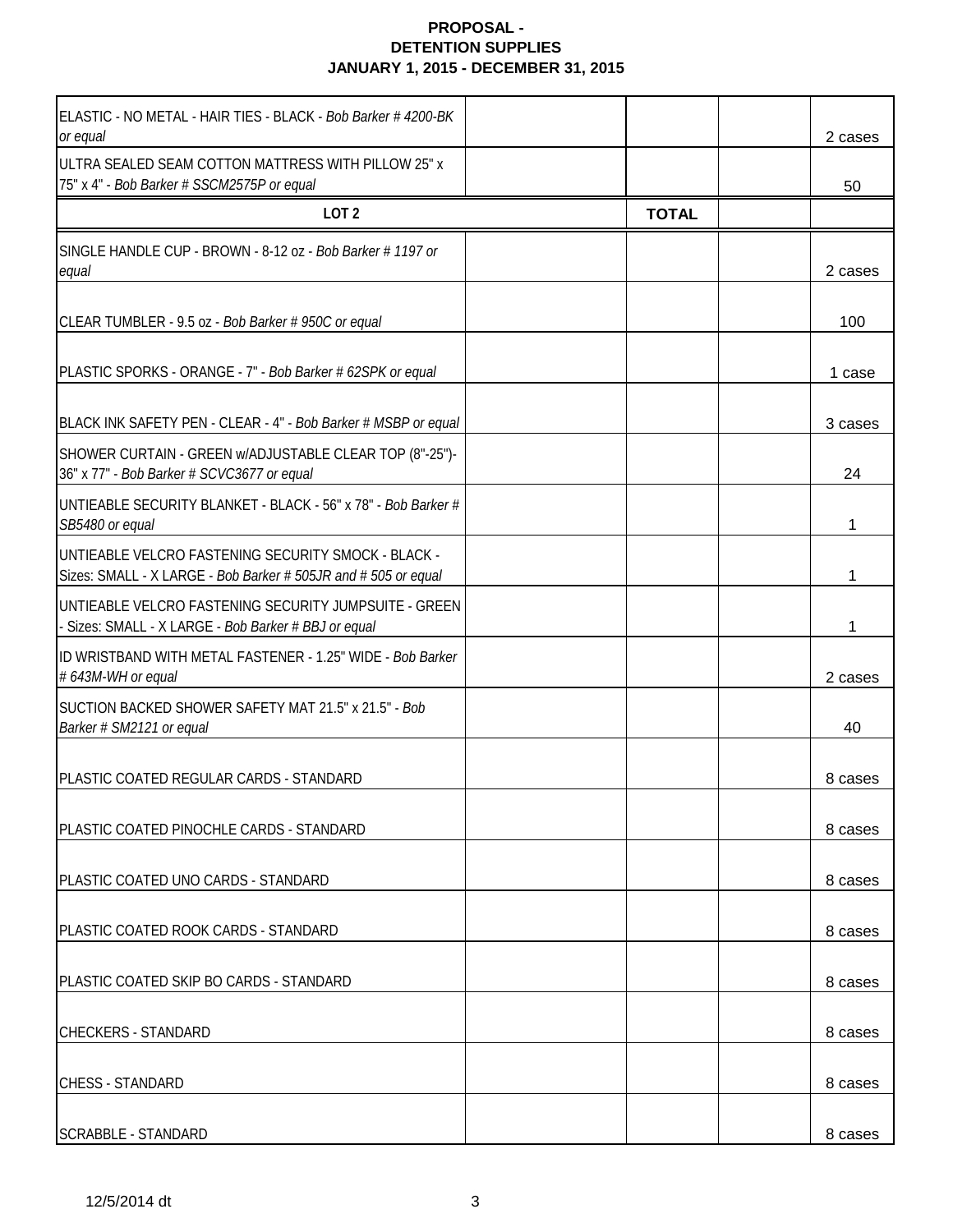**PROPOSAL - DETENTION SUPPLIES**
**JANUARY 1, 2015 - DECEMBER 31, 2015**

| | | | | |
|---|---|---|---|---|
| ELASTIC - NO METAL - HAIR TIES - BLACK - *Bob Barker # 4200-BK or equal* | | | | 2 cases |
| ULTRA SEALED SEAM COTTON MATTRESS WITH PILLOW 25" x 75" x 4" - *Bob Barker # SSCM2575P or equal* | | | | 50 |
| **LOT 2** | | **TOTAL** | | |
| SINGLE HANDLE CUP - BROWN - 8-12 oz - *Bob Barker # 1197 or equal* | | | | 2 cases |
| CLEAR TUMBLER - 9.5 oz - *Bob Barker # 950C or equal* | | | | 100 |
| PLASTIC SPORKS - ORANGE - 7" - *Bob Barker # 62SPK or equal* | | | | 1 case |
| BLACK INK SAFETY PEN - CLEAR - 4" - *Bob Barker # MSBP or equal* | | | | 3 cases |
| SHOWER CURTAIN - GREEN w/ADJUSTABLE CLEAR TOP (8"-25")- 36" x 77" - *Bob Barker # SCVC3677 or equal* | | | | 24 |
| UNTIEABLE SECURITY BLANKET - BLACK - 56" x 78" - *Bob Barker # SB5480 or equal* | | | | 1 |
| UNTIEABLE VELCRO FASTENING SECURITY SMOCK - BLACK - Sizes: SMALL - X LARGE - *Bob Barker # 505JR and # 505 or equal* | | | | 1 |
| UNTIEABLE VELCRO FASTENING SECURITY JUMPSUITE - GREEN - Sizes: SMALL - X LARGE - *Bob Barker # BBJ or equal* | | | | 1 |
| ID WRISTBAND WITH METAL FASTENER - 1.25" WIDE - *Bob Barker # 643M-WH or equal* | | | | 2 cases |
| SUCTION BACKED SHOWER SAFETY MAT 21.5" x 21.5" - *Bob Barker # SM2121 or equal* | | | | 40 |
| PLASTIC COATED REGULAR CARDS - STANDARD | | | | 8 cases |
| PLASTIC COATED PINOCHLE CARDS - STANDARD | | | | 8 cases |
| PLASTIC COATED UNO CARDS - STANDARD | | | | 8 cases |
| PLASTIC COATED ROOK CARDS - STANDARD | | | | 8 cases |
| PLASTIC COATED SKIP BO CARDS - STANDARD | | | | 8 cases |
| CHECKERS - STANDARD | | | | 8 cases |
| CHESS - STANDARD | | | | 8 cases |
| SCRABBLE - STANDARD | | | | 8 cases |

12/5/2014 dt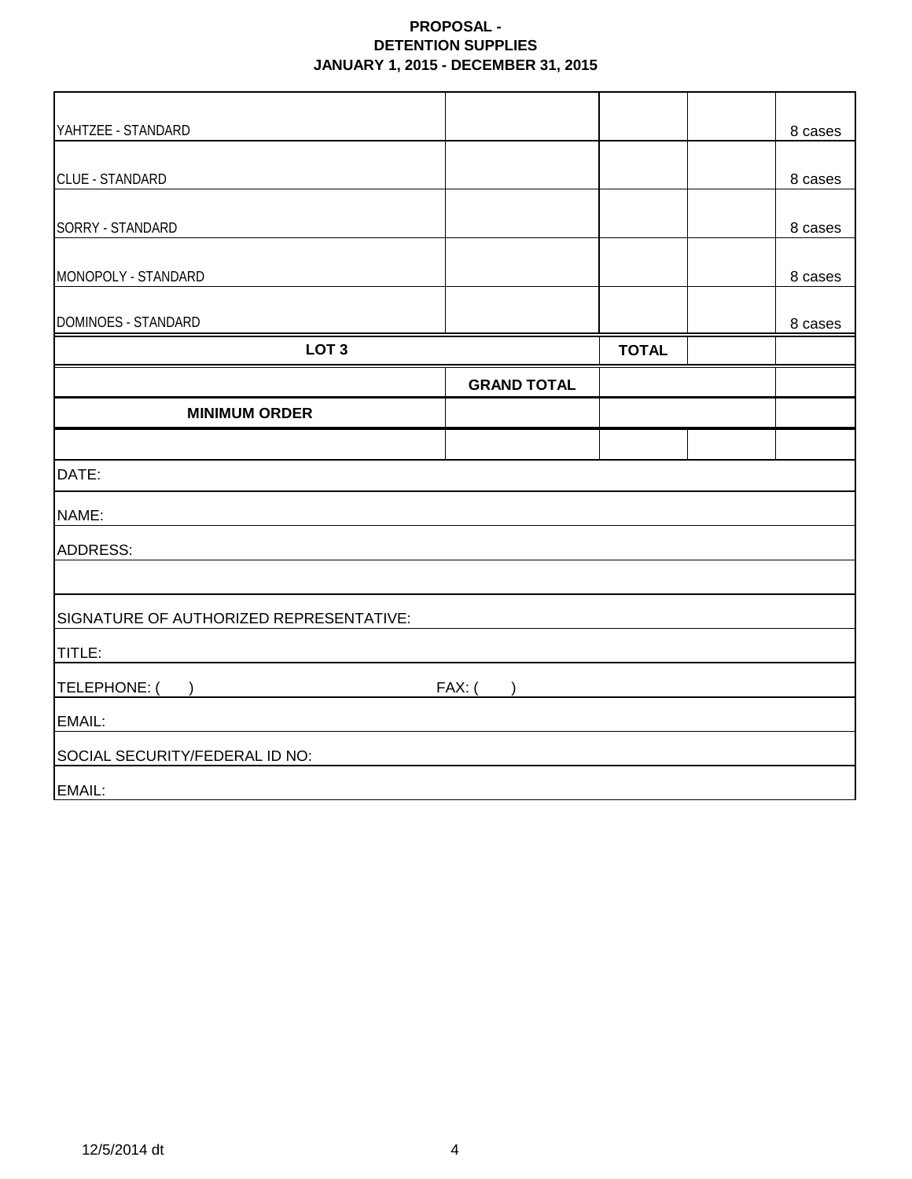**PROPOSAL -**
**DETENTION SUPPLIES**
**JANUARY 1, 2015 - DECEMBER 31, 2015**

| | | | | |
|---|---|---|---|---|
| YAHTZEE - STANDARD | | | | 8 cases |
| CLUE - STANDARD | | | | 8 cases |
| SORRY - STANDARD | | | | 8 cases |
| MONOPOLY - STANDARD | | | | 8 cases |
| DOMINOES - STANDARD | | | | 8 cases |
| **LOT 3** | | **TOTAL** | | |
| | **GRAND TOTAL** | | | |
| **MINIMUM ORDER** | | | | |
| | | | | |

DATE:

NAME:

ADDRESS:

SIGNATURE OF AUTHORIZED REPRESENTATIVE:

TITLE:

TELEPHONE: ( ) FAX: ( )

EMAIL:

SOCIAL SECURITY/FEDERAL ID NO:

EMAIL:

12/5/2014 dt